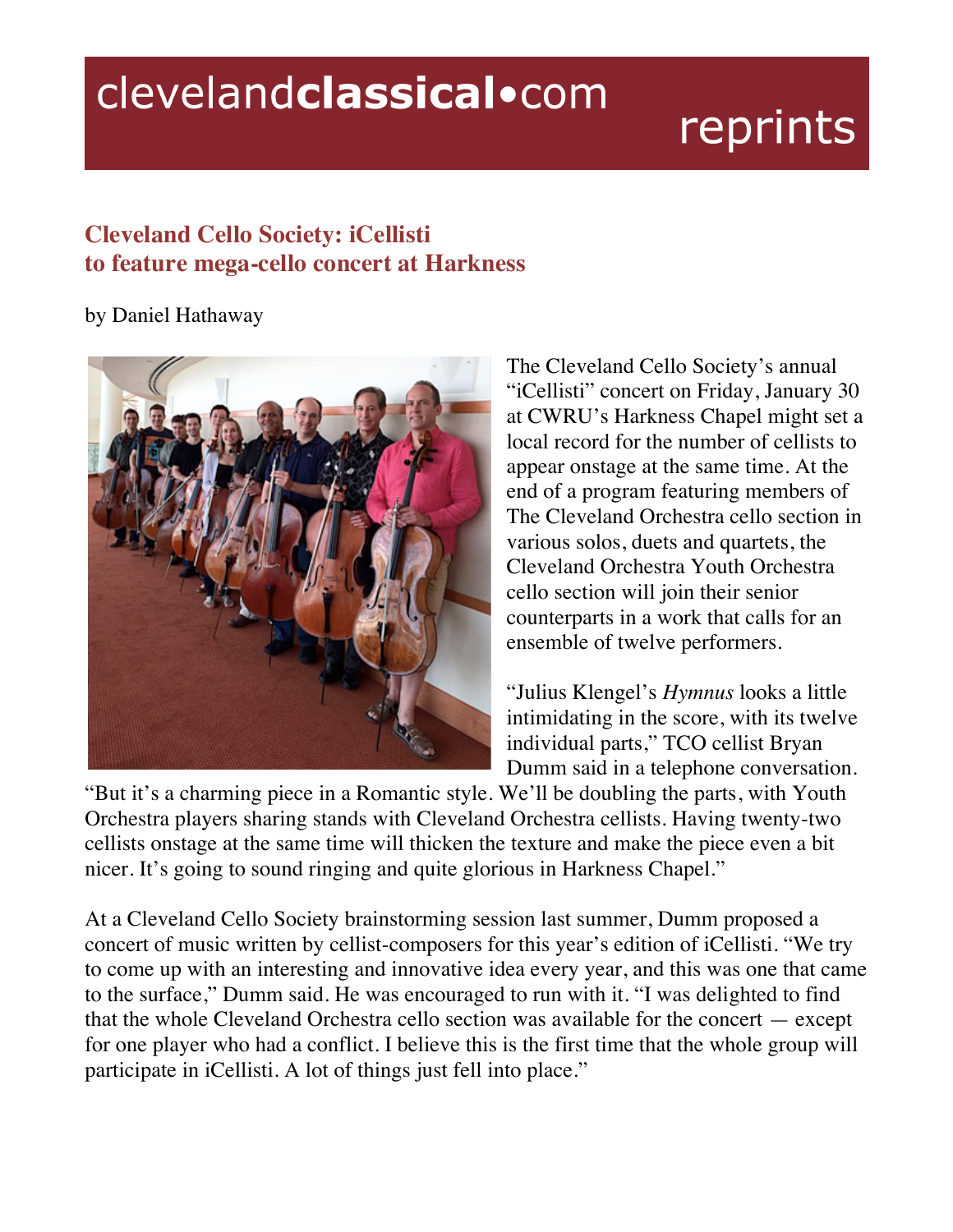clevelandclassical•com reprints

## Cleveland Cello Society: iCellisti to feature mega-cello concert at Harkness

by Daniel Hathaway

The Cleveland Cello Society's annual "iCellisti" concert on Friday, January 30 at CWRU's Harkness Chapel might set a local record for the number of cellists to appear onstage at the same time. At the end of a program featuring members of The Cleveland Orchestra cello section in various solos, duets and quartets, the Cleveland Orchestra Youth Orchestra cello section will join their senior counterparts in a work that calls for an ensemble of twelve performers.

"Julius Klengel's *Hymnus* looks a little intimidating in the score, with its twelve individual parts," TCO cellist Bryan Dumm said in a telephone conversation. "But it's a charming piece in a Romantic style. We'll be doubling the parts, with Youth Orchestra players sharing stands with Cleveland Orchestra cellists. Having twenty-two cellists onstage at the same time will thicken the texture and make the piece even a bit nicer. It's going to sound ringing and quite glorious in Harkness Chapel."

At a Cleveland Cello Society brainstorming session last summer, Dumm proposed a concert of music written by cellist-composers for this year's edition of iCellisti. "We try to come up with an interesting and innovative idea every year, and this was one that came to the surface," Dumm said. He was encouraged to run with it. "I was delighted to find that the whole Cleveland Orchestra cello section was available for the concert — except for one player who had a conflict. I believe this is the first time that the whole group will participate in iCellisti. A lot of things just fell into place."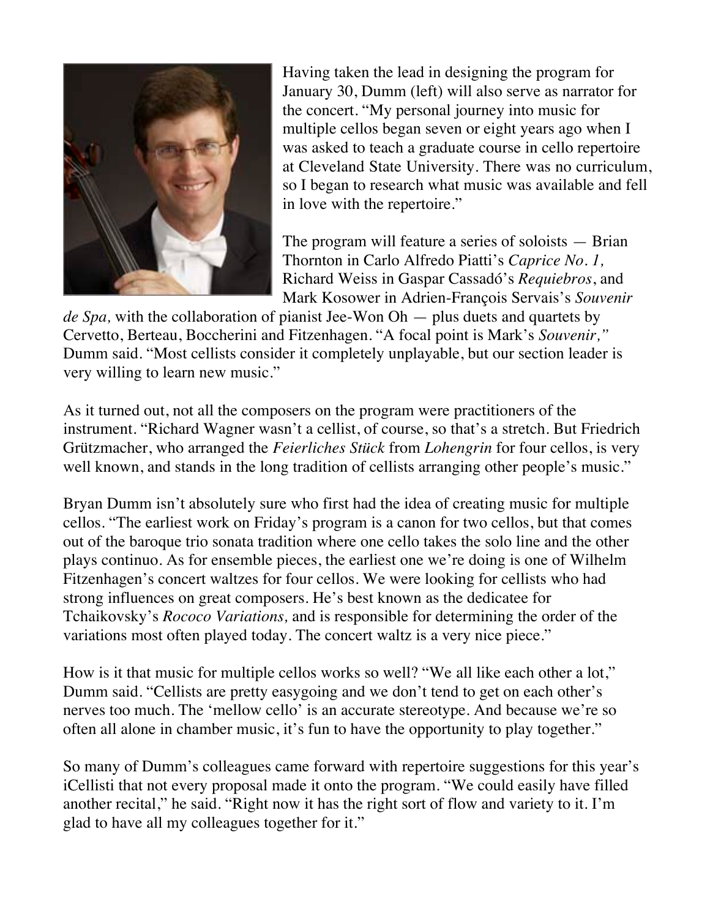Having taken the lead in designing the program for January 30, Dumm (left) will also serve as narrator for the concert. "My personal journey into music for multiple cellos began seven or eight years ago when I was asked to teach a graduate course in cello repertoire at Cleveland State University. There was no curriculum, so I began to research what music was available and fell in love with the repertoire."

The program will feature a series of soloists — Brian Thornton in Carlo Alfredo Piatti's *Caprice No. 1,* Richard Weiss in Gaspar Cassadó's *Requiebros*, and Mark Kosower in Adrien-François Servais's *Souvenir de Spa,* with the collaboration of pianist Jee-Won Oh — plus duets and quartets by Cervetto, Berteau, Boccherini and Fitzenhagen. "A focal point is Mark's *Souvenir,"* Dumm said. "Most cellists consider it completely unplayable, but our section leader is very willing to learn new music."

As it turned out, not all the composers on the program were practitioners of the instrument. "Richard Wagner wasn't a cellist, of course, so that's a stretch. But Friedrich Grützmacher, who arranged the *Feierliches Stück* from *Lohengrin* for four cellos, is very well known, and stands in the long tradition of cellists arranging other people's music."

Bryan Dumm isn't absolutely sure who first had the idea of creating music for multiple cellos. "The earliest work on Friday's program is a canon for two cellos, but that comes out of the baroque trio sonata tradition where one cello takes the solo line and the other plays continuo. As for ensemble pieces, the earliest one we're doing is one of Wilhelm Fitzenhagen's concert waltzes for four cellos. We were looking for cellists who had strong influences on great composers. He's best known as the dedicatee for Tchaikovsky's *Rococo Variations,* and is responsible for determining the order of the variations most often played today. The concert waltz is a very nice piece."

How is it that music for multiple cellos works so well? "We all like each other a lot," Dumm said. "Cellists are pretty easygoing and we don't tend to get on each other's nerves too much. The 'mellow cello' is an accurate stereotype. And because we're so often all alone in chamber music, it's fun to have the opportunity to play together."

So many of Dumm's colleagues came forward with repertoire suggestions for this year's iCellisti that not every proposal made it onto the program. "We could easily have filled another recital," he said. "Right now it has the right sort of flow and variety to it. I'm glad to have all my colleagues together for it."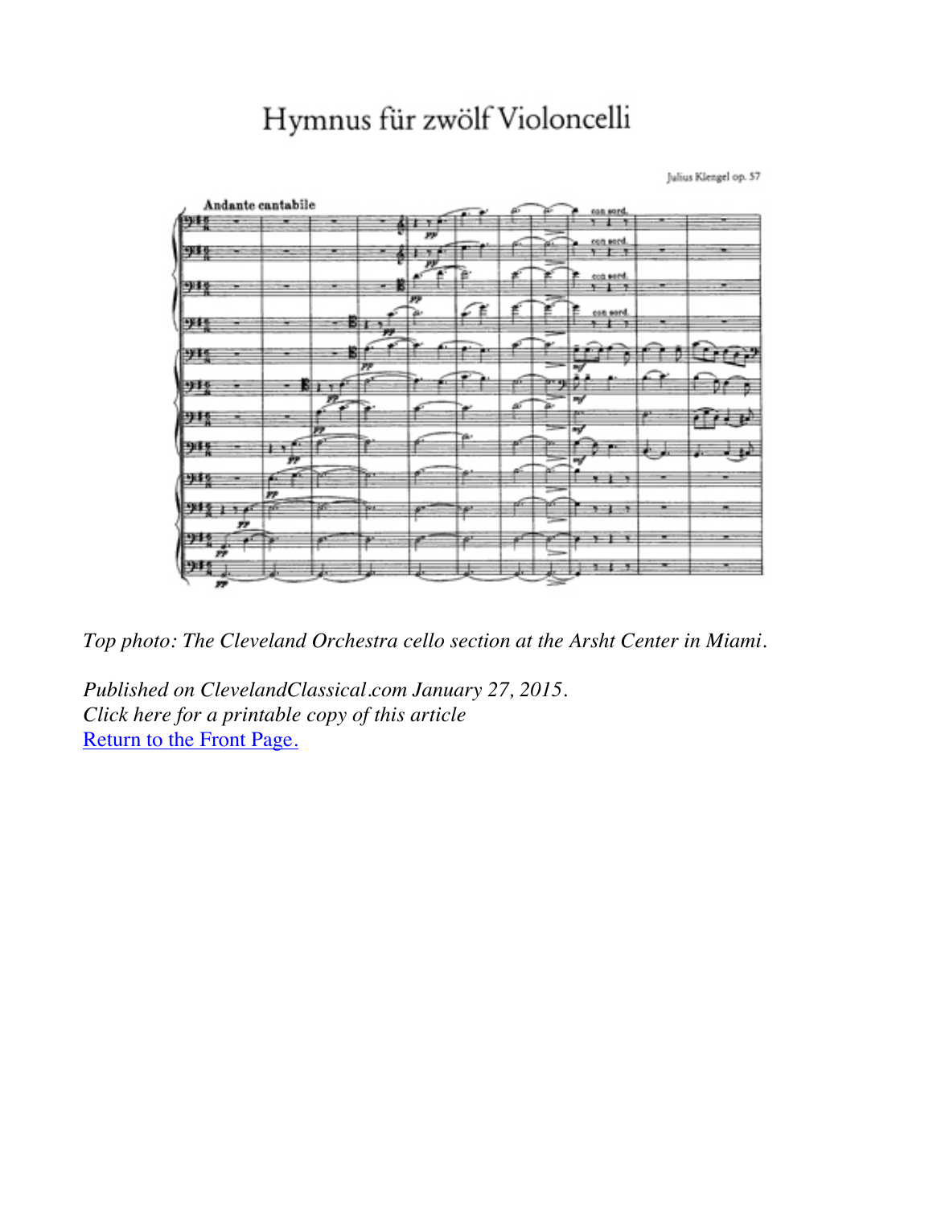# Hymnus für zwölf Violoncelli

Julius Klengel op. 57

*Top photo: The Cleveland Orchestra cello section at the Arsht Center in Miami.*

*Published on ClevelandClassical.com January 27, 2015.*
*Click here for a printable copy of this article*
[Return to the Front Page.]